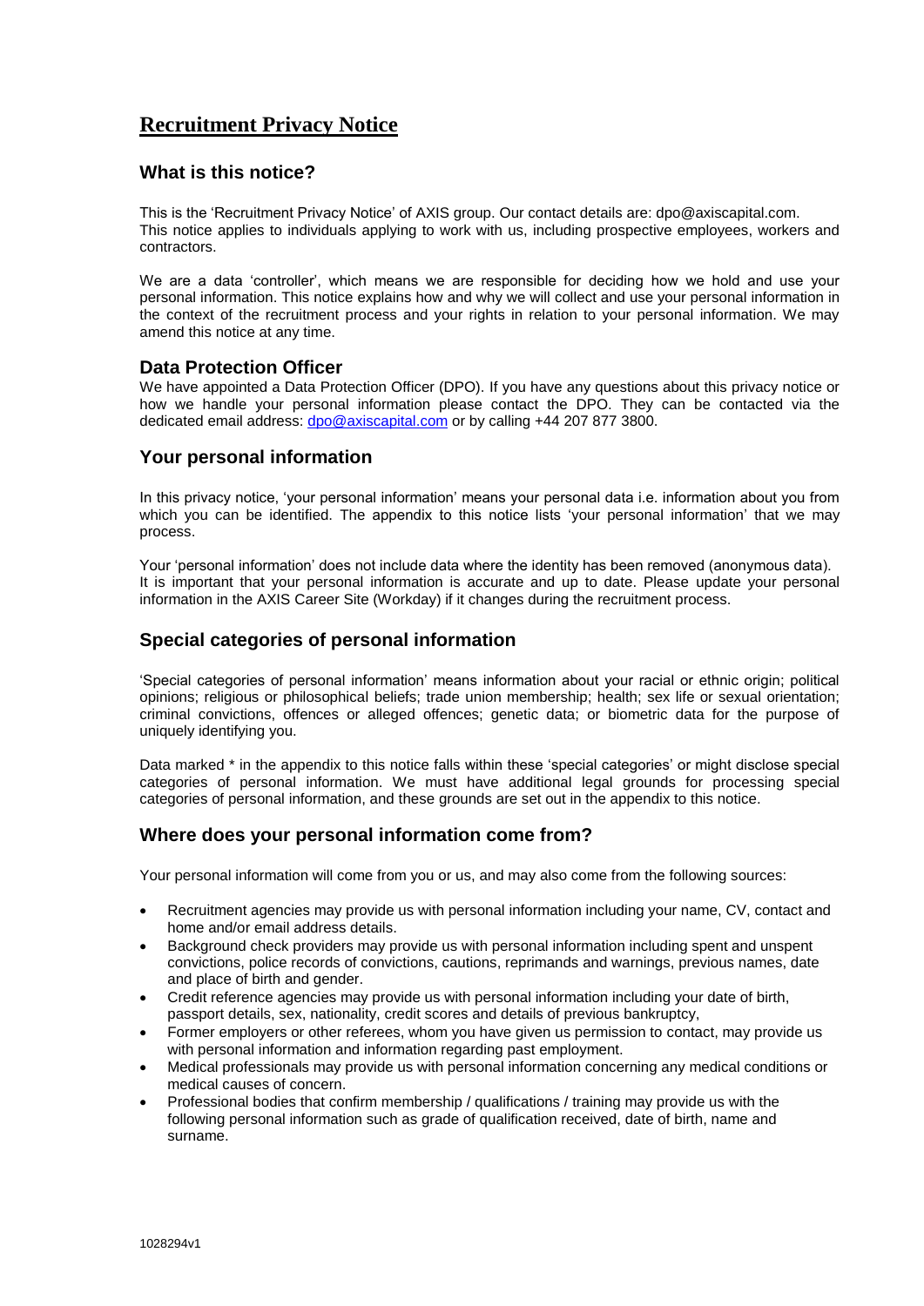# Recruitment Privacy Notice

## What is this notice?

This is the 'Recruitment Privacy Notice' of AXIS group. Our contact details are: dpo@axiscapital.com. This notice applies to individuals applying to work with us, including prospective employees, workers and contractors.

We are a data 'controller', which means we are responsible for deciding how we hold and use your personal information. This notice explains how and why we will collect and use your personal information in the context of the recruitment process and your rights in relation to your personal information. We may amend this notice at any time.

## Data Protection Officer

We have appointed a Data Protection Officer (DPO). If you have any questions about this privacy notice or how we handle your personal information please contact the DPO. They can be contacted via the dedicated email address: dpo@axiscapital.com or by calling +44 207 877 3800.

## Your personal information

In this privacy notice, 'your personal information' means your personal data i.e. information about you from which you can be identified. The appendix to this notice lists 'your personal information' that we may process.

Your 'personal information' does not include data where the identity has been removed (anonymous data). It is important that your personal information is accurate and up to date. Please update your personal information in the AXIS Career Site (Workday) if it changes during the recruitment process.

## Special categories of personal information

'Special categories of personal information' means information about your racial or ethnic origin; political opinions; religious or philosophical beliefs; trade union membership; health; sex life or sexual orientation; criminal convictions, offences or alleged offences; genetic data; or biometric data for the purpose of uniquely identifying you.

Data marked * in the appendix to this notice falls within these 'special categories' or might disclose special categories of personal information. We must have additional legal grounds for processing special categories of personal information, and these grounds are set out in the appendix to this notice.

## Where does your personal information come from?

Your personal information will come from you or us, and may also come from the following sources:

- Recruitment agencies may provide us with personal information including your name, CV, contact and home and/or email address details.
- Background check providers may provide us with personal information including spent and unspent convictions, police records of convictions, cautions, reprimands and warnings, previous names, date and place of birth and gender.
- Credit reference agencies may provide us with personal information including your date of birth, passport details, sex, nationality, credit scores and details of previous bankruptcy,
- Former employers or other referees, whom you have given us permission to contact, may provide us with personal information and information regarding past employment.
- Medical professionals may provide us with personal information concerning any medical conditions or medical causes of concern.
- Professional bodies that confirm membership / qualifications / training may provide us with the following personal information such as grade of qualification received, date of birth, name and surname.

1028294v1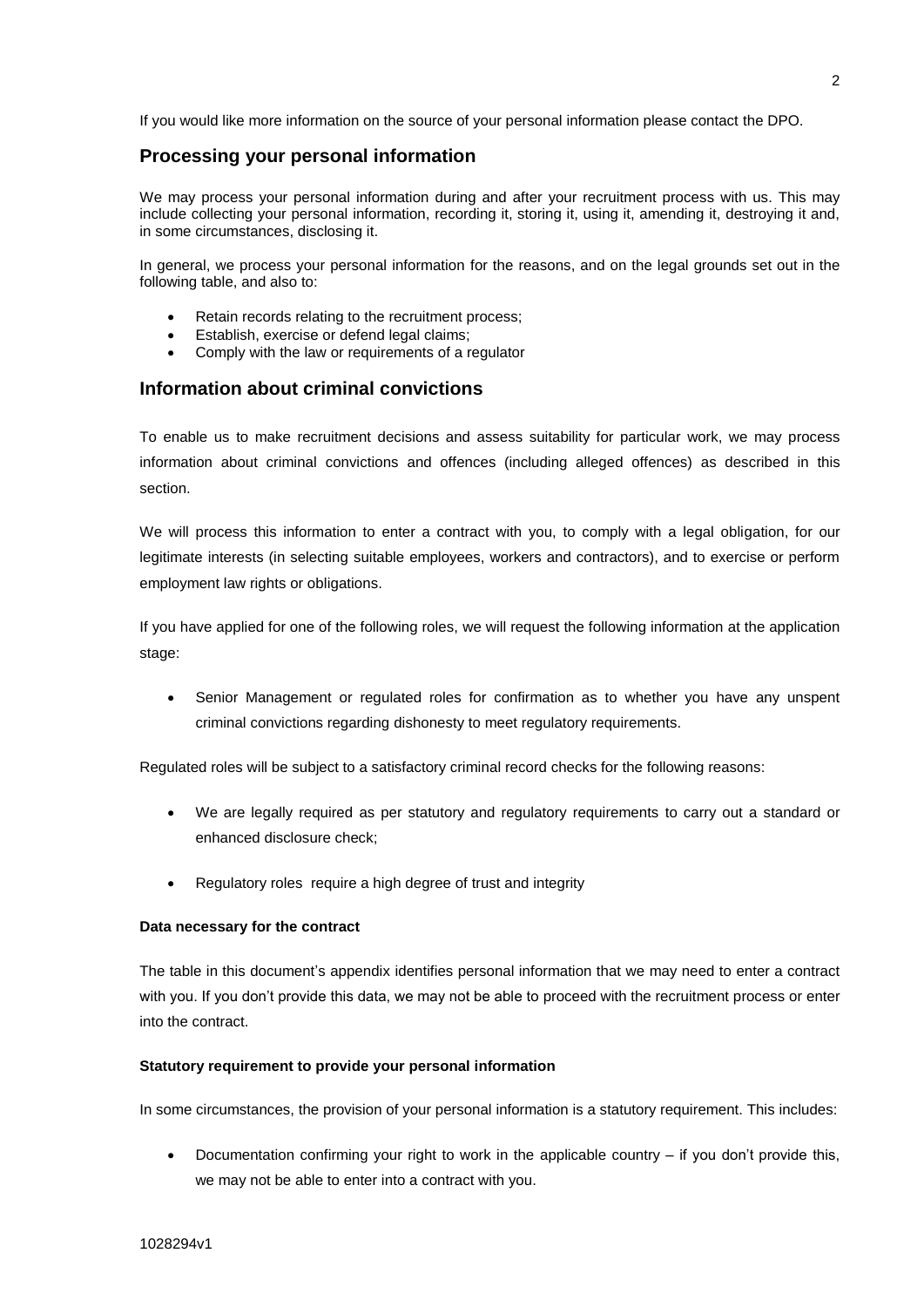If you would like more information on the source of your personal information please contact the DPO.

## Processing your personal information

We may process your personal information during and after your recruitment process with us. This may include collecting your personal information, recording it, storing it, using it, amending it, destroying it and, in some circumstances, disclosing it.

In general, we process your personal information for the reasons, and on the legal grounds set out in the following table, and also to:

- Retain records relating to the recruitment process;
- Establish, exercise or defend legal claims;
- Comply with the law or requirements of a regulator

## Information about criminal convictions

To enable us to make recruitment decisions and assess suitability for particular work, we may process information about criminal convictions and offences (including alleged offences) as described in this section.

We will process this information to enter a contract with you, to comply with a legal obligation, for our legitimate interests (in selecting suitable employees, workers and contractors), and to exercise or perform employment law rights or obligations.

If you have applied for one of the following roles, we will request the following information at the application stage:

- Senior Management or regulated roles for confirmation as to whether you have any unspent criminal convictions regarding dishonesty to meet regulatory requirements.

Regulated roles will be subject to a satisfactory criminal record checks for the following reasons:

- We are legally required as per statutory and regulatory requirements to carry out a standard or enhanced disclosure check;
- Regulatory roles require a high degree of trust and integrity

**Data necessary for the contract**

The table in this document's appendix identifies personal information that we may need to enter a contract with you. If you don't provide this data, we may not be able to proceed with the recruitment process or enter into the contract.

**Statutory requirement to provide your personal information**

In some circumstances, the provision of your personal information is a statutory requirement. This includes:

- Documentation confirming your right to work in the applicable country – if you don't provide this, we may not be able to enter into a contract with you.

1028294v1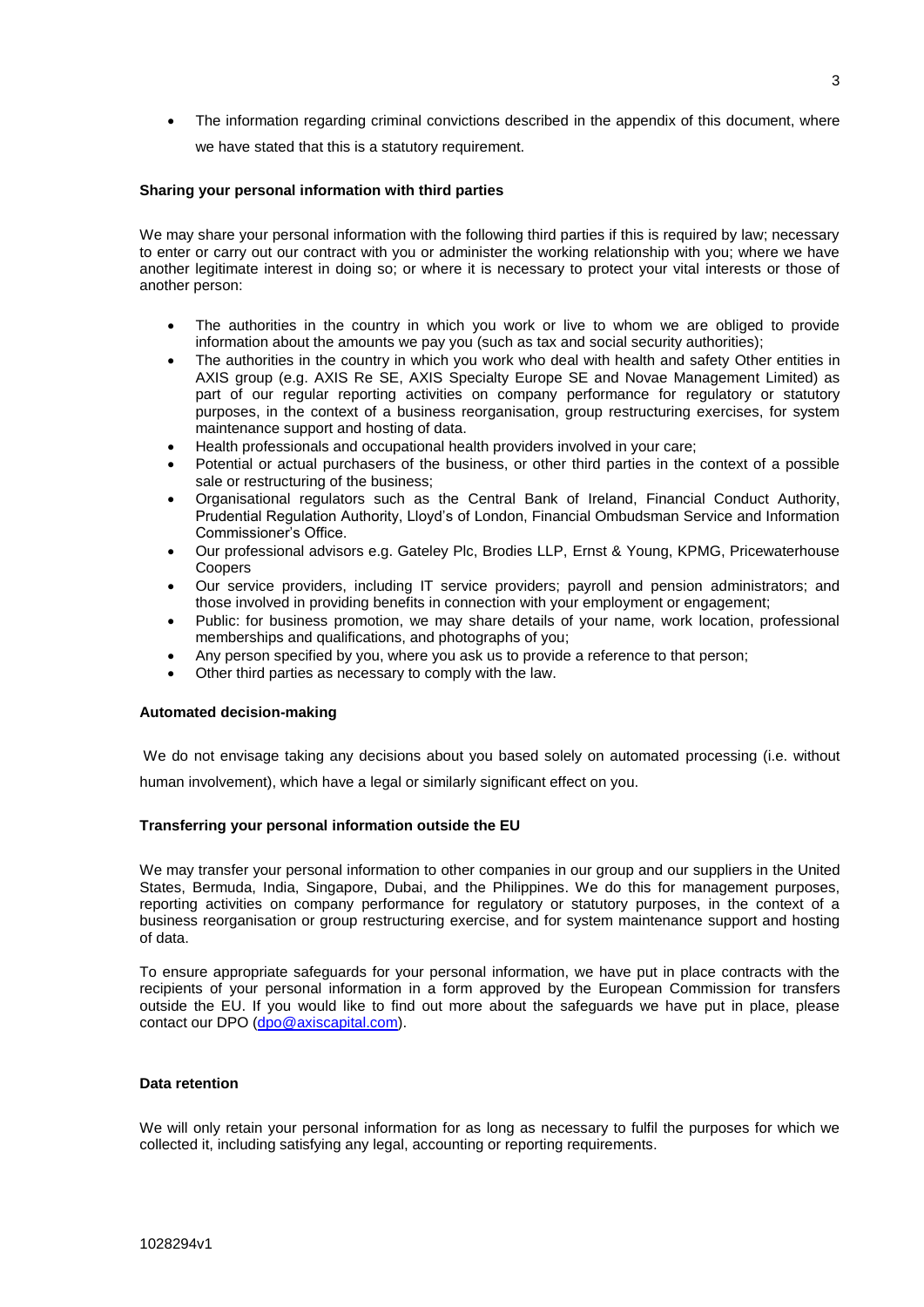- The information regarding criminal convictions described in the appendix of this document, where we have stated that this is a statutory requirement.

**Sharing your personal information with third parties**

We may share your personal information with the following third parties if this is required by law; necessary to enter or carry out our contract with you or administer the working relationship with you; where we have another legitimate interest in doing so; or where it is necessary to protect your vital interests or those of another person:

- The authorities in the country in which you work or live to whom we are obliged to provide information about the amounts we pay you (such as tax and social security authorities);
- The authorities in the country in which you work who deal with health and safety Other entities in AXIS group (e.g. AXIS Re SE, AXIS Specialty Europe SE and Novae Management Limited) as part of our regular reporting activities on company performance for regulatory or statutory purposes, in the context of a business reorganisation, group restructuring exercises, for system maintenance support and hosting of data.
- Health professionals and occupational health providers involved in your care;
- Potential or actual purchasers of the business, or other third parties in the context of a possible sale or restructuring of the business;
- Organisational regulators such as the Central Bank of Ireland, Financial Conduct Authority, Prudential Regulation Authority, Lloyd's of London, Financial Ombudsman Service and Information Commissioner's Office.
- Our professional advisors e.g. Gateley Plc, Brodies LLP, Ernst & Young, KPMG, Pricewaterhouse Coopers
- Our service providers, including IT service providers; payroll and pension administrators; and those involved in providing benefits in connection with your employment or engagement;
- Public: for business promotion, we may share details of your name, work location, professional memberships and qualifications, and photographs of you;
- Any person specified by you, where you ask us to provide a reference to that person;
- Other third parties as necessary to comply with the law.

**Automated decision-making**

We do not envisage taking any decisions about you based solely on automated processing (i.e. without human involvement), which have a legal or similarly significant effect on you.

**Transferring your personal information outside the EU**

We may transfer your personal information to other companies in our group and our suppliers in the United States, Bermuda, India, Singapore, Dubai, and the Philippines. We do this for management purposes, reporting activities on company performance for regulatory or statutory purposes, in the context of a business reorganisation or group restructuring exercise, and for system maintenance support and hosting of data.

To ensure appropriate safeguards for your personal information, we have put in place contracts with the recipients of your personal information in a form approved by the European Commission for transfers outside the EU. If you would like to find out more about the safeguards we have put in place, please contact our DPO (dpo@axiscapital.com).

**Data retention**

We will only retain your personal information for as long as necessary to fulfil the purposes for which we collected it, including satisfying any legal, accounting or reporting requirements.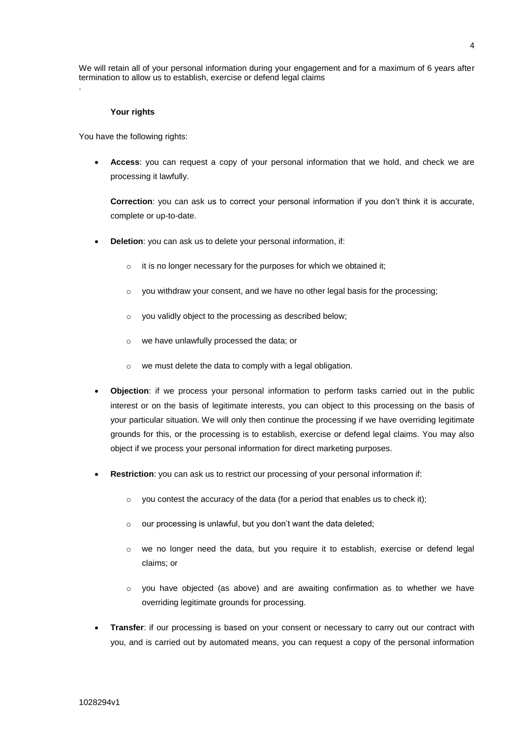We will retain all of your personal information during your engagement and for a maximum of 6 years after termination to allow us to establish, exercise or defend legal claims
.

**Your rights**

You have the following rights:

- **Access**: you can request a copy of your personal information that we hold, and check we are processing it lawfully.

  **Correction**: you can ask us to correct your personal information if you don't think it is accurate, complete or up-to-date.

- **Deletion**: you can ask us to delete your personal information, if:
  - it is no longer necessary for the purposes for which we obtained it;
  - you withdraw your consent, and we have no other legal basis for the processing;
  - you validly object to the processing as described below;
  - we have unlawfully processed the data; or
  - we must delete the data to comply with a legal obligation.

- **Objection**: if we process your personal information to perform tasks carried out in the public interest or on the basis of legitimate interests, you can object to this processing on the basis of your particular situation. We will only then continue the processing if we have overriding legitimate grounds for this, or the processing is to establish, exercise or defend legal claims. You may also object if we process your personal information for direct marketing purposes.

- **Restriction**: you can ask us to restrict our processing of your personal information if:
  - you contest the accuracy of the data (for a period that enables us to check it);
  - our processing is unlawful, but you don't want the data deleted;
  - we no longer need the data, but you require it to establish, exercise or defend legal claims; or
  - you have objected (as above) and are awaiting confirmation as to whether we have overriding legitimate grounds for processing.

- **Transfer**: if our processing is based on your consent or necessary to carry out our contract with you, and is carried out by automated means, you can request a copy of the personal information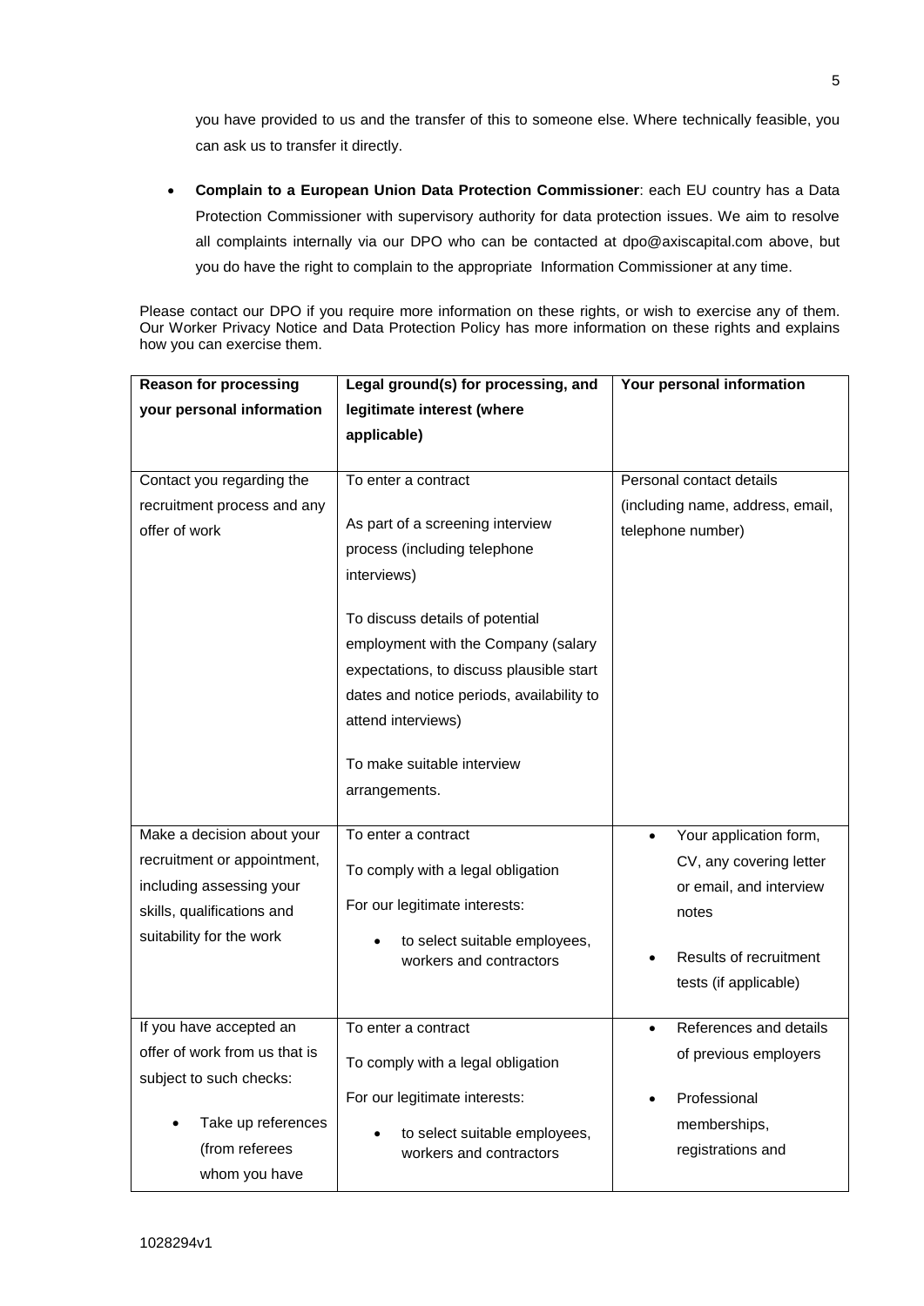you have provided to us and the transfer of this to someone else. Where technically feasible, you can ask us to transfer it directly.

- **Complain to a European Union Data Protection Commissioner**: each EU country has a Data Protection Commissioner with supervisory authority for data protection issues. We aim to resolve all complaints internally via our DPO who can be contacted at dpo@axiscapital.com above, but you do have the right to complain to the appropriate Information Commissioner at any time.

Please contact our DPO if you require more information on these rights, or wish to exercise any of them. Our Worker Privacy Notice and Data Protection Policy has more information on these rights and explains how you can exercise them.

| Reason for processing your personal information | Legal ground(s) for processing, and legitimate interest (where applicable) | Your personal information |
|---|---|---|
| Contact you regarding the recruitment process and any offer of work | To enter a contract<br><br>As part of a screening interview process (including telephone interviews)<br><br>To discuss details of potential employment with the Company (salary expectations, to discuss plausible start dates and notice periods, availability to attend interviews)<br><br>To make suitable interview arrangements. | Personal contact details (including name, address, email, telephone number) |
| Make a decision about your recruitment or appointment, including assessing your skills, qualifications and suitability for the work | To enter a contract<br><br>To comply with a legal obligation<br><br>For our legitimate interests:<br>• to select suitable employees, workers and contractors | • Your application form, CV, any covering letter or email, and interview notes<br>• Results of recruitment tests (if applicable) |
| If you have accepted an offer of work from us that is subject to such checks:<br>• Take up references (from referees whom you have | To enter a contract<br><br>To comply with a legal obligation<br><br>For our legitimate interests:<br>• to select suitable employees, workers and contractors | • References and details of previous employers<br>• Professional memberships, registrations and |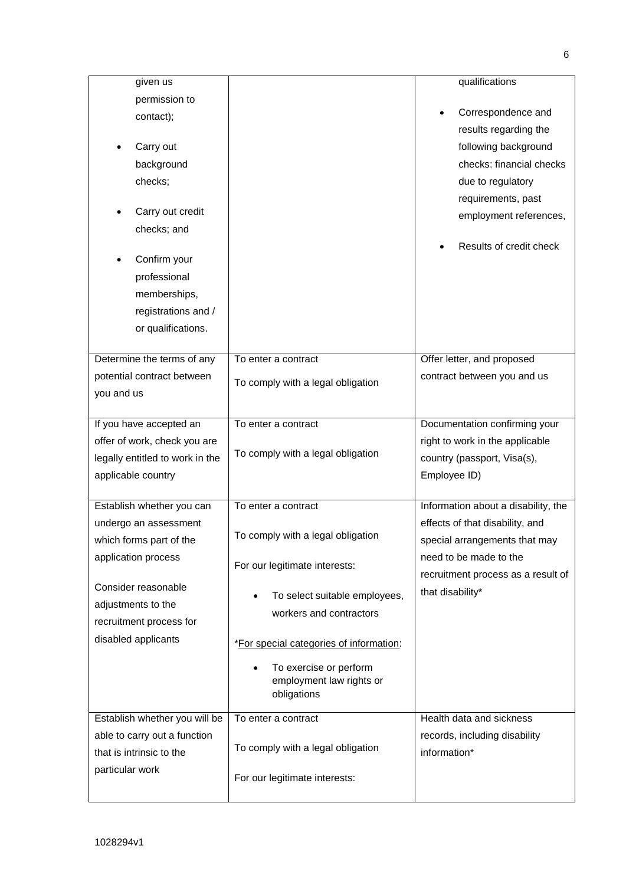| | | |
|---|---|---|
| given us permission to contact);<br>• Carry out background checks;<br>• Carry out credit checks; and<br>• Confirm your professional memberships, registrations and / or qualifications. | | qualifications<br>• Correspondence and results regarding the following background checks: financial checks due to regulatory requirements, past employment references,<br>• Results of credit check |
| Determine the terms of any potential contract between you and us | To enter a contract<br>To comply with a legal obligation | Offer letter, and proposed contract between you and us |
| If you have accepted an offer of work, check you are legally entitled to work in the applicable country | To enter a contract<br>To comply with a legal obligation | Documentation confirming your right to work in the applicable country (passport, Visa(s), Employee ID) |
| Establish whether you can undergo an assessment which forms part of the application process<br>Consider reasonable adjustments to the recruitment process for disabled applicants | To enter a contract<br>To comply with a legal obligation<br>For our legitimate interests:<br>• To select suitable employees, workers and contractors<br>*For special categories of information:<br>• To exercise or perform employment law rights or obligations | Information about a disability, the effects of that disability, and special arrangements that may need to be made to the recruitment process as a result of that disability* |
| Establish whether you will be able to carry out a function that is intrinsic to the particular work | To enter a contract<br>To comply with a legal obligation<br>For our legitimate interests: | Health data and sickness records, including disability information* |

1028294v1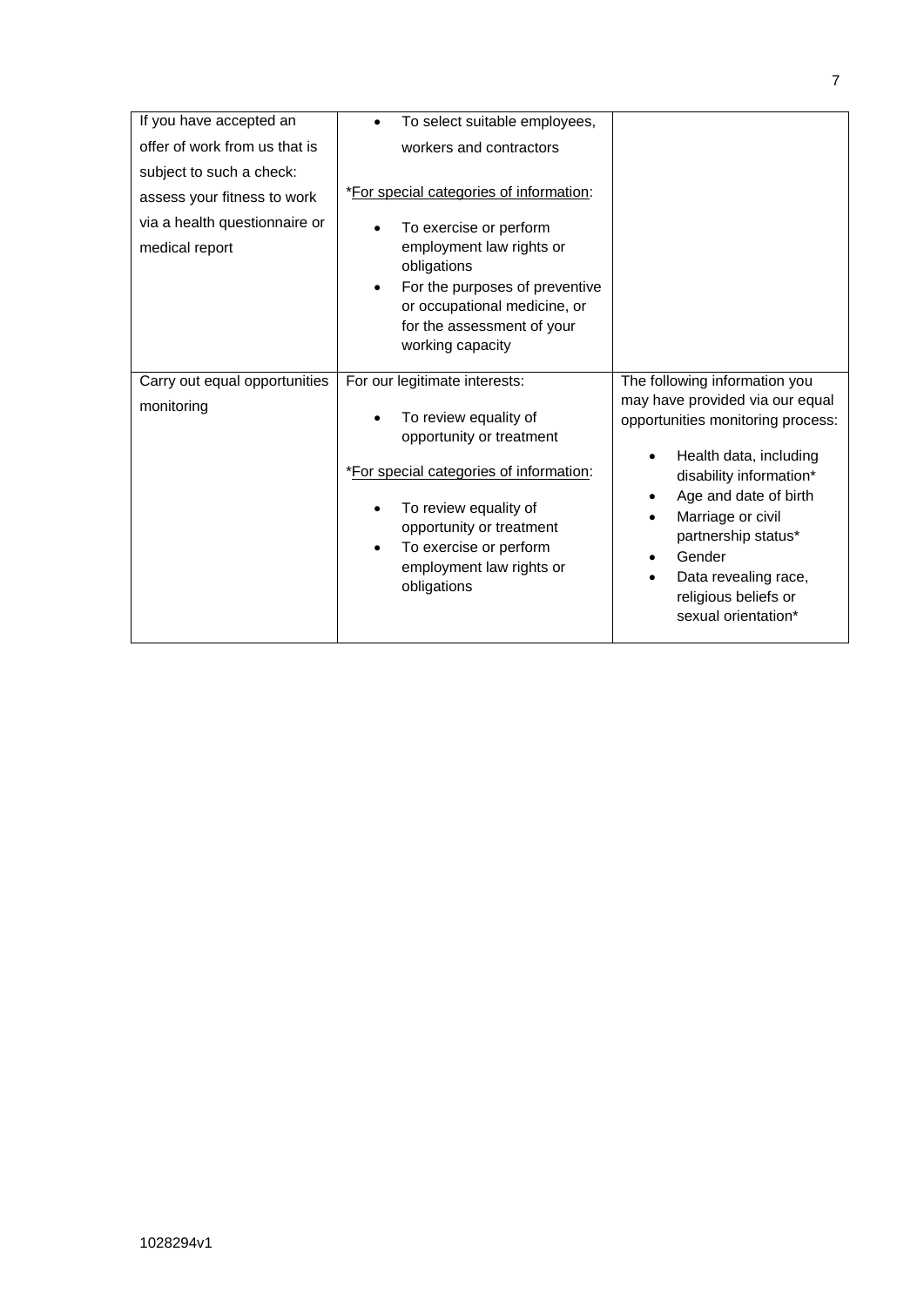| | | |
|---|---|---|
| If you have accepted an offer of work from us that is subject to such a check: assess your fitness to work via a health questionnaire or medical report | • To select suitable employees, workers and contractors<br><br>*<u>For special categories of information</u>:<br><br>• To exercise or perform employment law rights or obligations<br>• For the purposes of preventive or occupational medicine, or for the assessment of your working capacity | |
| Carry out equal opportunities monitoring | For our legitimate interests:<br><br>• To review equality of opportunity or treatment<br><br>*<u>For special categories of information</u>:<br><br>• To review equality of opportunity or treatment<br>• To exercise or perform employment law rights or obligations | The following information you may have provided via our equal opportunities monitoring process:<br><br>• Health data, including disability information*<br>• Age and date of birth<br>• Marriage or civil partnership status*<br>• Gender<br>• Data revealing race, religious beliefs or sexual orientation* |

1028294v1